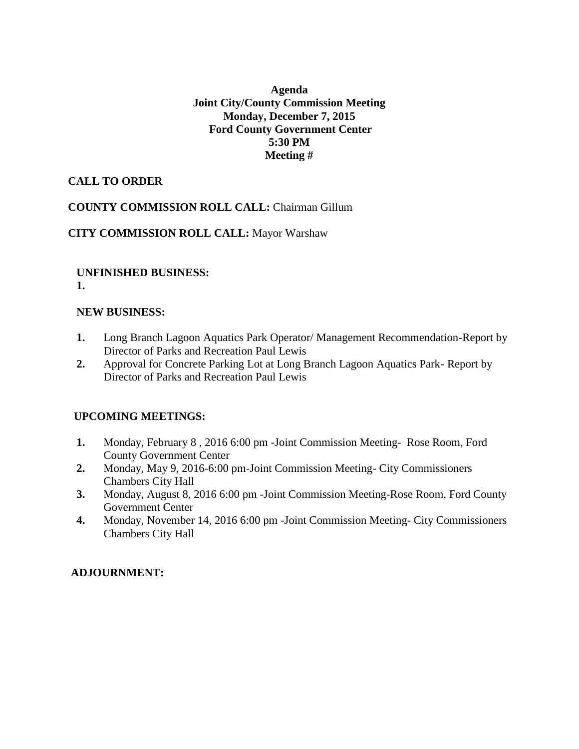**Agenda**
**Joint City/County Commission Meeting**
**Monday, December 7, 2015**
**Ford County Government Center**
**5:30 PM**
**Meeting #**

**CALL TO ORDER**

**COUNTY COMMISSION ROLL CALL:** Chairman Gillum

**CITY COMMISSION ROLL CALL:** Mayor Warshaw

**UNFINISHED BUSINESS:**
**1.**

**NEW BUSINESS:**

1. Long Branch Lagoon Aquatics Park Operator/ Management Recommendation-Report by Director of Parks and Recreation Paul Lewis
2. Approval for Concrete Parking Lot at Long Branch Lagoon Aquatics Park- Report by Director of Parks and Recreation Paul Lewis

**UPCOMING MEETINGS:**

1. Monday, February 8 , 2016 6:00 pm -Joint Commission Meeting- Rose Room, Ford County Government Center
2. Monday, May 9, 2016-6:00 pm-Joint Commission Meeting- City Commissioners Chambers City Hall
3. Monday, August 8, 2016 6:00 pm -Joint Commission Meeting-Rose Room, Ford County Government Center
4. Monday, November 14, 2016 6:00 pm -Joint Commission Meeting- City Commissioners Chambers City Hall

**ADJOURNMENT:**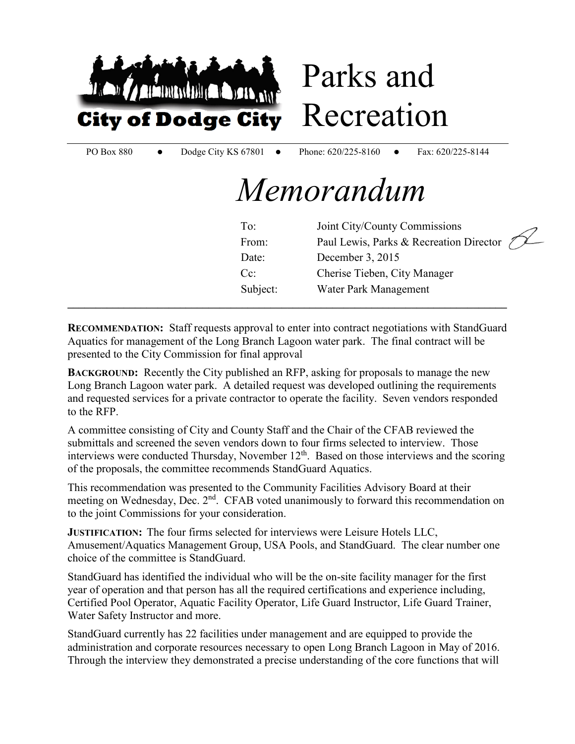# Parks and Recreation

**City of Dodge City**

PO Box 880 ● Dodge City KS 67801 ● Phone: 620/225-8160 ● Fax: 620/225-8144

# *Memorandum*

| | |
|---|---|
| To: | Joint City/County Commissions |
| From: | Paul Lewis, Parks & Recreation Director |
| Date: | December 3, 2015 |
| Cc: | Cherise Tieben, City Manager |
| Subject: | Water Park Management |

---

**RECOMMENDATION:** Staff requests approval to enter into contract negotiations with StandGuard Aquatics for management of the Long Branch Lagoon water park. The final contract will be presented to the City Commission for final approval

**BACKGROUND:** Recently the City published an RFP, asking for proposals to manage the new Long Branch Lagoon water park. A detailed request was developed outlining the requirements and requested services for a private contractor to operate the facility. Seven vendors responded to the RFP.

A committee consisting of City and County Staff and the Chair of the CFAB reviewed the submittals and screened the seven vendors down to four firms selected to interview. Those interviews were conducted Thursday, November 12th. Based on those interviews and the scoring of the proposals, the committee recommends StandGuard Aquatics.

This recommendation was presented to the Community Facilities Advisory Board at their meeting on Wednesday, Dec. 2nd. CFAB voted unanimously to forward this recommendation on to the joint Commissions for your consideration.

**JUSTIFICATION:** The four firms selected for interviews were Leisure Hotels LLC, Amusement/Aquatics Management Group, USA Pools, and StandGuard. The clear number one choice of the committee is StandGuard.

StandGuard has identified the individual who will be the on-site facility manager for the first year of operation and that person has all the required certifications and experience including, Certified Pool Operator, Aquatic Facility Operator, Life Guard Instructor, Life Guard Trainer, Water Safety Instructor and more.

StandGuard currently has 22 facilities under management and are equipped to provide the administration and corporate resources necessary to open Long Branch Lagoon in May of 2016. Through the interview they demonstrated a precise understanding of the core functions that will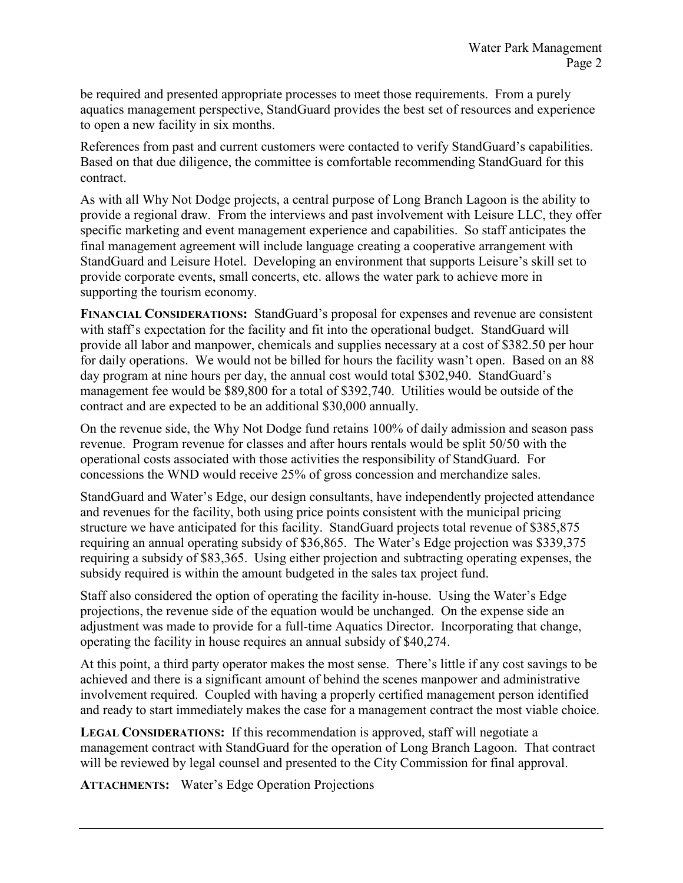be required and presented appropriate processes to meet those requirements. From a purely aquatics management perspective, StandGuard provides the best set of resources and experience to open a new facility in six months.

References from past and current customers were contacted to verify StandGuard's capabilities. Based on that due diligence, the committee is comfortable recommending StandGuard for this contract.

As with all Why Not Dodge projects, a central purpose of Long Branch Lagoon is the ability to provide a regional draw. From the interviews and past involvement with Leisure LLC, they offer specific marketing and event management experience and capabilities. So staff anticipates the final management agreement will include language creating a cooperative arrangement with StandGuard and Leisure Hotel. Developing an environment that supports Leisure's skill set to provide corporate events, small concerts, etc. allows the water park to achieve more in supporting the tourism economy.

**FINANCIAL CONSIDERATIONS:** StandGuard's proposal for expenses and revenue are consistent with staff's expectation for the facility and fit into the operational budget. StandGuard will provide all labor and manpower, chemicals and supplies necessary at a cost of $382.50 per hour for daily operations. We would not be billed for hours the facility wasn't open. Based on an 88 day program at nine hours per day, the annual cost would total $302,940. StandGuard's management fee would be $89,800 for a total of $392,740. Utilities would be outside of the contract and are expected to be an additional $30,000 annually.

On the revenue side, the Why Not Dodge fund retains 100% of daily admission and season pass revenue. Program revenue for classes and after hours rentals would be split 50/50 with the operational costs associated with those activities the responsibility of StandGuard. For concessions the WND would receive 25% of gross concession and merchandize sales.

StandGuard and Water's Edge, our design consultants, have independently projected attendance and revenues for the facility, both using price points consistent with the municipal pricing structure we have anticipated for this facility. StandGuard projects total revenue of $385,875 requiring an annual operating subsidy of $36,865. The Water's Edge projection was $339,375 requiring a subsidy of $83,365. Using either projection and subtracting operating expenses, the subsidy required is within the amount budgeted in the sales tax project fund.

Staff also considered the option of operating the facility in-house. Using the Water's Edge projections, the revenue side of the equation would be unchanged. On the expense side an adjustment was made to provide for a full-time Aquatics Director. Incorporating that change, operating the facility in house requires an annual subsidy of $40,274.

At this point, a third party operator makes the most sense. There's little if any cost savings to be achieved and there is a significant amount of behind the scenes manpower and administrative involvement required. Coupled with having a properly certified management person identified and ready to start immediately makes the case for a management contract the most viable choice.

**LEGAL CONSIDERATIONS:** If this recommendation is approved, staff will negotiate a management contract with StandGuard for the operation of Long Branch Lagoon. That contract will be reviewed by legal counsel and presented to the City Commission for final approval.

**ATTACHMENTS:** Water's Edge Operation Projections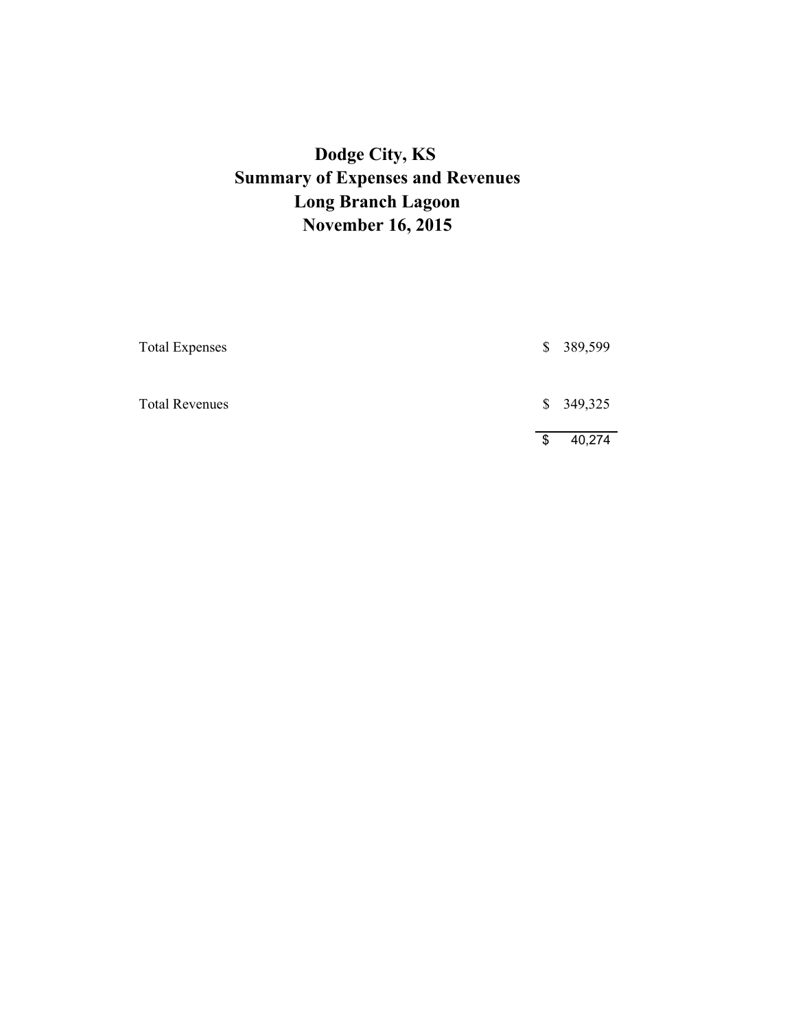# Dodge City, KS
## Summary of Expenses and Revenues
## Long Branch Lagoon
## November 16, 2015

| | |
|---|---|
| Total Expenses | $ 389,599 |
| Total Revenues | $ 349,325 |
| | $ 40,274 |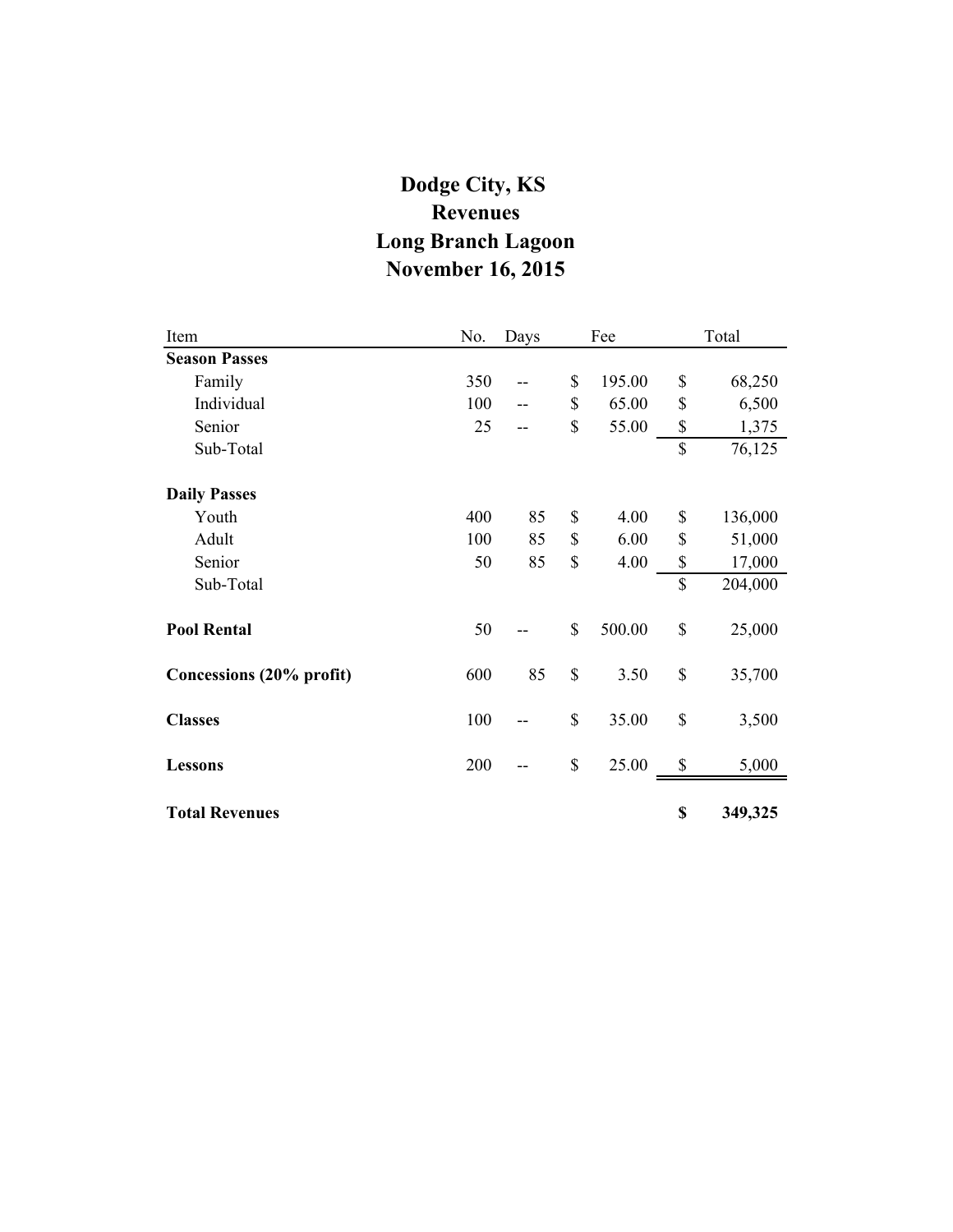# Dodge City, KS
# Revenues
# Long Branch Lagoon
# November 16, 2015

| Item | No. | Days | Fee | Total |
|---|---|---|---|---|
| **Season Passes** | | | | |
| Family | 350 | -- | $ 195.00 | $ 68,250 |
| Individual | 100 | -- | $ 65.00 | $ 6,500 |
| Senior | 25 | -- | $ 55.00 | $ 1,375 |
| Sub-Total | | | | $ 76,125 |
| **Daily Passes** | | | | |
| Youth | 400 | 85 | $ 4.00 | $ 136,000 |
| Adult | 100 | 85 | $ 6.00 | $ 51,000 |
| Senior | 50 | 85 | $ 4.00 | $ 17,000 |
| Sub-Total | | | | $ 204,000 |
| **Pool Rental** | 50 | -- | $ 500.00 | $ 25,000 |
| **Concessions (20% profit)** | 600 | 85 | $ 3.50 | $ 35,700 |
| **Classes** | 100 | -- | $ 35.00 | $ 3,500 |
| **Lessons** | 200 | -- | $ 25.00 | $ 5,000 |
| **Total Revenues** | | | | **$ 349,325** |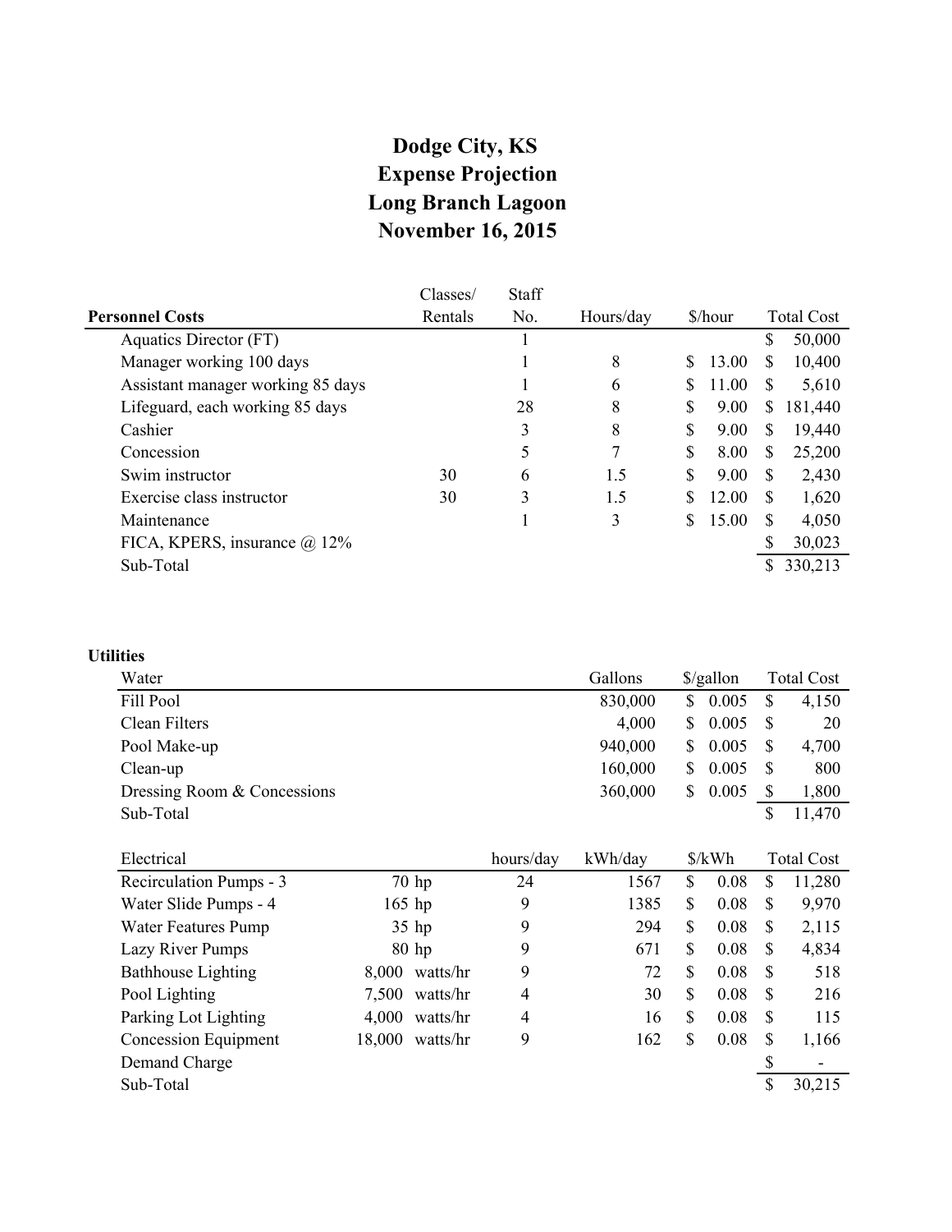# Dodge City, KS
# Expense Projection
# Long Branch Lagoon
# November 16, 2015

| Personnel Costs | Classes/ Rentals | Staff No. | Hours/day | $/hour | Total Cost |
|---|---|---|---|---|---|
| Aquatics Director (FT) | | 1 | | | $ 50,000 |
| Manager working 100 days | | 1 | 8 | $ 13.00 | $ 10,400 |
| Assistant manager working 85 days | | 1 | 6 | $ 11.00 | $ 5,610 |
| Lifeguard, each working 85 days | | 28 | 8 | $ 9.00 | $ 181,440 |
| Cashier | | 3 | 8 | $ 9.00 | $ 19,440 |
| Concession | | 5 | 7 | $ 8.00 | $ 25,200 |
| Swim instructor | 30 | 6 | 1.5 | $ 9.00 | $ 2,430 |
| Exercise class instructor | 30 | 3 | 1.5 | $ 12.00 | $ 1,620 |
| Maintenance | | 1 | 3 | $ 15.00 | $ 4,050 |
| FICA, KPERS, insurance @ 12% | | | | | $ 30,023 |
| Sub-Total | | | | | $ 330,213 |

**Utilities**

| Water | Gallons | $/gallon | Total Cost |
|---|---|---|---|
| Fill Pool | 830,000 | $ 0.005 | $ 4,150 |
| Clean Filters | 4,000 | $ 0.005 | $ 20 |
| Pool Make-up | 940,000 | $ 0.005 | $ 4,700 |
| Clean-up | 160,000 | $ 0.005 | $ 800 |
| Dressing Room & Concessions | 360,000 | $ 0.005 | $ 1,800 |
| Sub-Total | | | $ 11,470 |

| Electrical | | hours/day | kWh/day | $/kWh | Total Cost |
|---|---|---|---|---|---|
| Recirculation Pumps - 3 | 70 hp | 24 | 1567 | $ 0.08 | $ 11,280 |
| Water Slide Pumps - 4 | 165 hp | 9 | 1385 | $ 0.08 | $ 9,970 |
| Water Features Pump | 35 hp | 9 | 294 | $ 0.08 | $ 2,115 |
| Lazy River Pumps | 80 hp | 9 | 671 | $ 0.08 | $ 4,834 |
| Bathhouse Lighting | 8,000 watts/hr | 9 | 72 | $ 0.08 | $ 518 |
| Pool Lighting | 7,500 watts/hr | 4 | 30 | $ 0.08 | $ 216 |
| Parking Lot Lighting | 4,000 watts/hr | 4 | 16 | $ 0.08 | $ 115 |
| Concession Equipment | 18,000 watts/hr | 9 | 162 | $ 0.08 | $ 1,166 |
| Demand Charge | | | | | $ - |
| Sub-Total | | | | | $ 30,215 |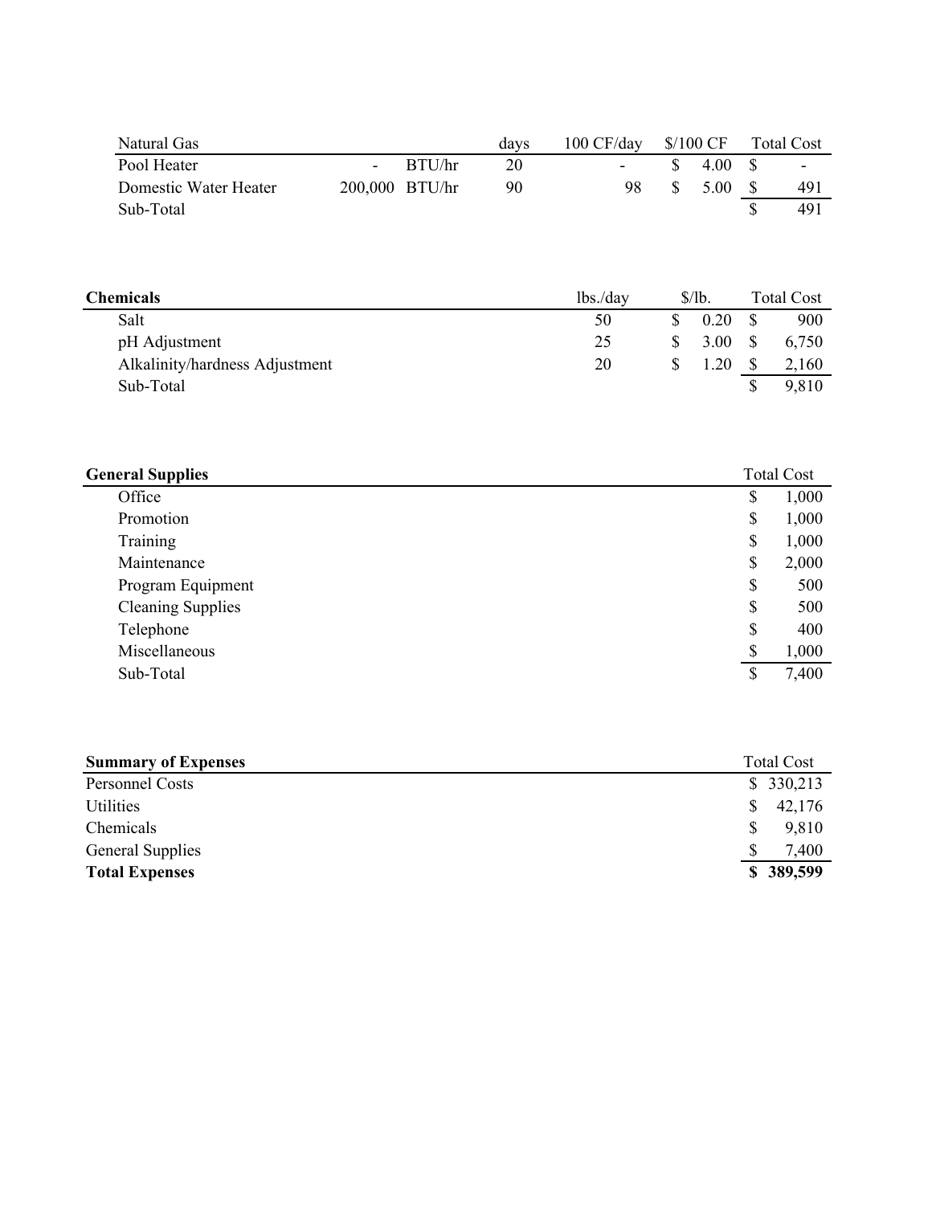| Natural Gas | | | days | 100 CF/day | $/100 CF | Total Cost |
|---|---|---|---|---|---|---|
| Pool Heater | - | BTU/hr | 20 | - | $ 4.00 | $ - |
| Domestic Water Heater | 200,000 | BTU/hr | 90 | 98 | $ 5.00 | $ 491 |
| Sub-Total | | | | | | $ 491 |

| **Chemicals** | lbs./day | $/lb. | Total Cost |
|---|---|---|---|
| Salt | 50 | $ 0.20 | $ 900 |
| pH Adjustment | 25 | $ 3.00 | $ 6,750 |
| Alkalinity/hardness Adjustment | 20 | $ 1.20 | $ 2,160 |
| Sub-Total | | | $ 9,810 |

| **General Supplies** | Total Cost |
|---|---|
| Office | $ 1,000 |
| Promotion | $ 1,000 |
| Training | $ 1,000 |
| Maintenance | $ 2,000 |
| Program Equipment | $ 500 |
| Cleaning Supplies | $ 500 |
| Telephone | $ 400 |
| Miscellaneous | $ 1,000 |
| Sub-Total | $ 7,400 |

| **Summary of Expenses** | Total Cost |
|---|---|
| Personnel Costs | $ 330,213 |
| Utilities | $ 42,176 |
| Chemicals | $ 9,810 |
| General Supplies | $ 7,400 |
| **Total Expenses** | **$ 389,599** |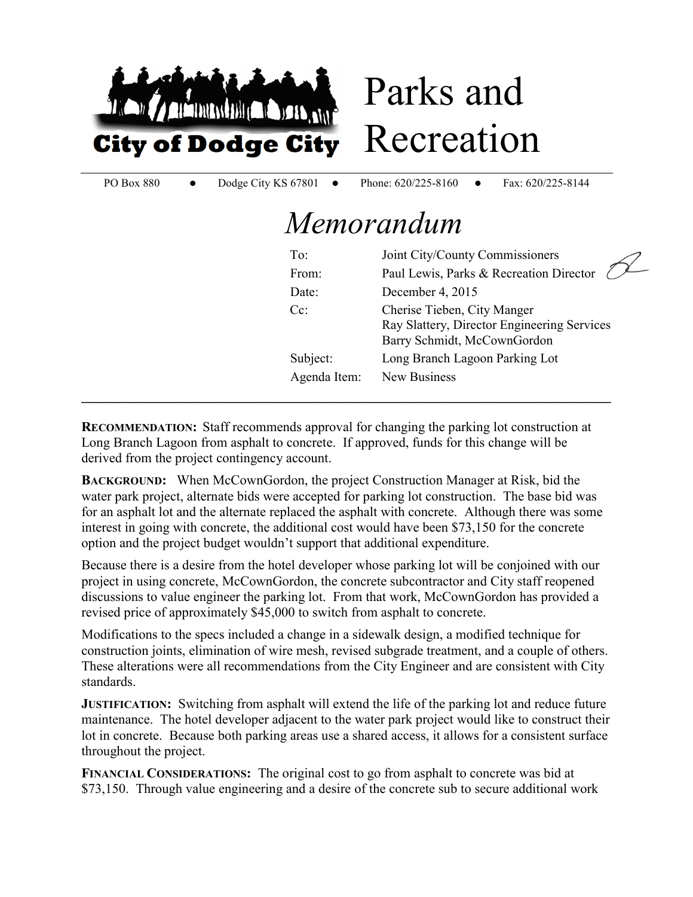**City of Dodge City**

# Parks and Recreation

PO Box 880 ● Dodge City KS 67801 ● Phone: 620/225-8160 ● Fax: 620/225-8144

# *Memorandum*

| | |
|---|---|
| To: | Joint City/County Commissioners |
| From: | Paul Lewis, Parks & Recreation Director |
| Date: | December 4, 2015 |
| Cc: | Cherise Tieben, City Manger<br>Ray Slattery, Director Engineering Services<br>Barry Schmidt, McCownGordon |
| Subject: | Long Branch Lagoon Parking Lot |
| Agenda Item: | New Business |

---

**RECOMMENDATION:** Staff recommends approval for changing the parking lot construction at Long Branch Lagoon from asphalt to concrete. If approved, funds for this change will be derived from the project contingency account.

**BACKGROUND:** When McCownGordon, the project Construction Manager at Risk, bid the water park project, alternate bids were accepted for parking lot construction. The base bid was for an asphalt lot and the alternate replaced the asphalt with concrete. Although there was some interest in going with concrete, the additional cost would have been $73,150 for the concrete option and the project budget wouldn't support that additional expenditure.

Because there is a desire from the hotel developer whose parking lot will be conjoined with our project in using concrete, McCownGordon, the concrete subcontractor and City staff reopened discussions to value engineer the parking lot. From that work, McCownGordon has provided a revised price of approximately $45,000 to switch from asphalt to concrete.

Modifications to the specs included a change in a sidewalk design, a modified technique for construction joints, elimination of wire mesh, revised subgrade treatment, and a couple of others. These alterations were all recommendations from the City Engineer and are consistent with City standards.

**JUSTIFICATION:** Switching from asphalt will extend the life of the parking lot and reduce future maintenance. The hotel developer adjacent to the water park project would like to construct their lot in concrete. Because both parking areas use a shared access, it allows for a consistent surface throughout the project.

**FINANCIAL CONSIDERATIONS:** The original cost to go from asphalt to concrete was bid at $73,150. Through value engineering and a desire of the concrete sub to secure additional work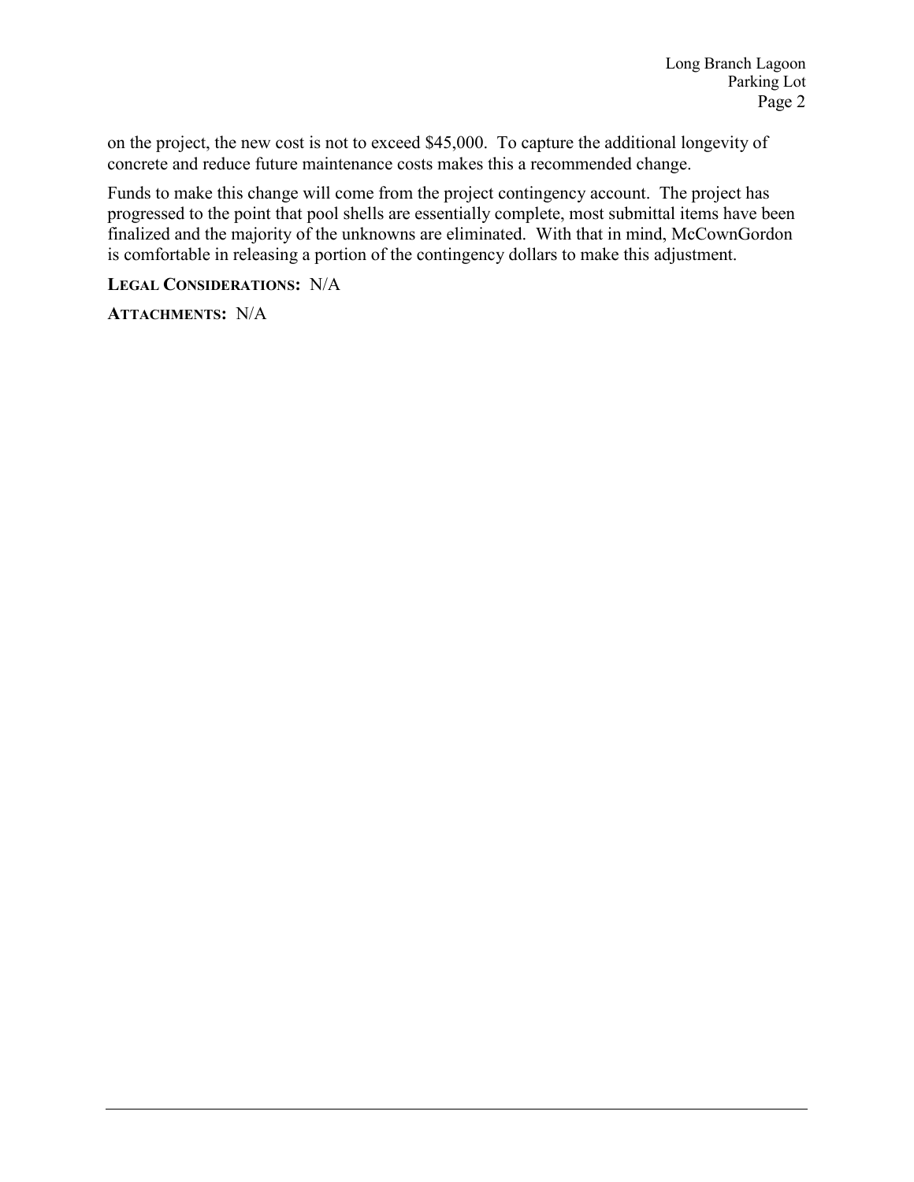on the project, the new cost is not to exceed $45,000. To capture the additional longevity of concrete and reduce future maintenance costs makes this a recommended change.

Funds to make this change will come from the project contingency account. The project has progressed to the point that pool shells are essentially complete, most submittal items have been finalized and the majority of the unknowns are eliminated. With that in mind, McCownGordon is comfortable in releasing a portion of the contingency dollars to make this adjustment.

**LEGAL CONSIDERATIONS:** N/A

**ATTACHMENTS:** N/A